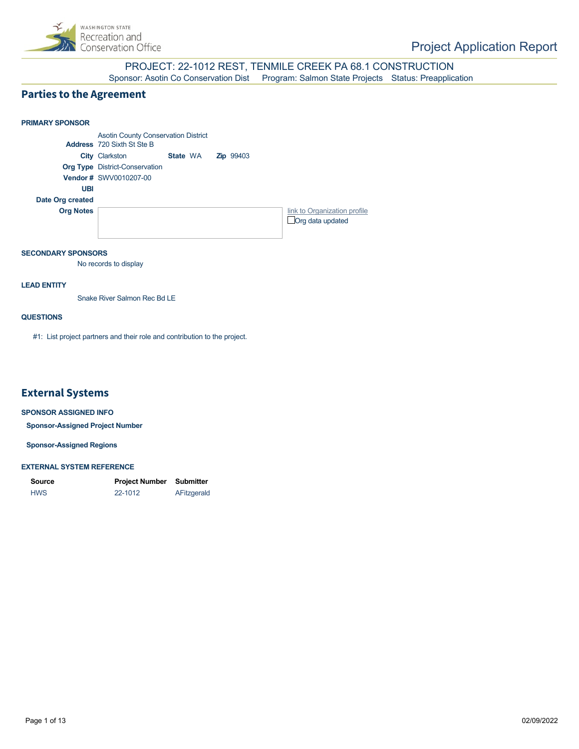Project Application Report

# PROJECT: 22-1012 REST, TENMILE CREEK PA 68.1 CONSTRUCTION

Sponsor: Asotin Co Conservation Dist     Program: Salmon State Projects     Status: Preapplication

## Parties to the Agreement

**PRIMARY SPONSOR**

Asotin County Conservation District

**Address** 720 Sixth St Ste B

**City** Clarkston     **State** WA     **Zip** 99403

**Org Type** District-Conservation

**Vendor #** SWV0010207-00

**UBI**

**Date Org created**

**Org Notes**

link to Organization profile

☐ Org data updated

**SECONDARY SPONSORS**

No records to display

**LEAD ENTITY**

Snake River Salmon Rec Bd LE

**QUESTIONS**

#1: List project partners and their role and contribution to the project.

## External Systems

**SPONSOR ASSIGNED INFO**

**Sponsor-Assigned Project Number**

**Sponsor-Assigned Regions**

**EXTERNAL SYSTEM REFERENCE**

| Source | Project Number | Submitter |
| --- | --- | --- |
| HWS | 22-1012 | AFitzgerald |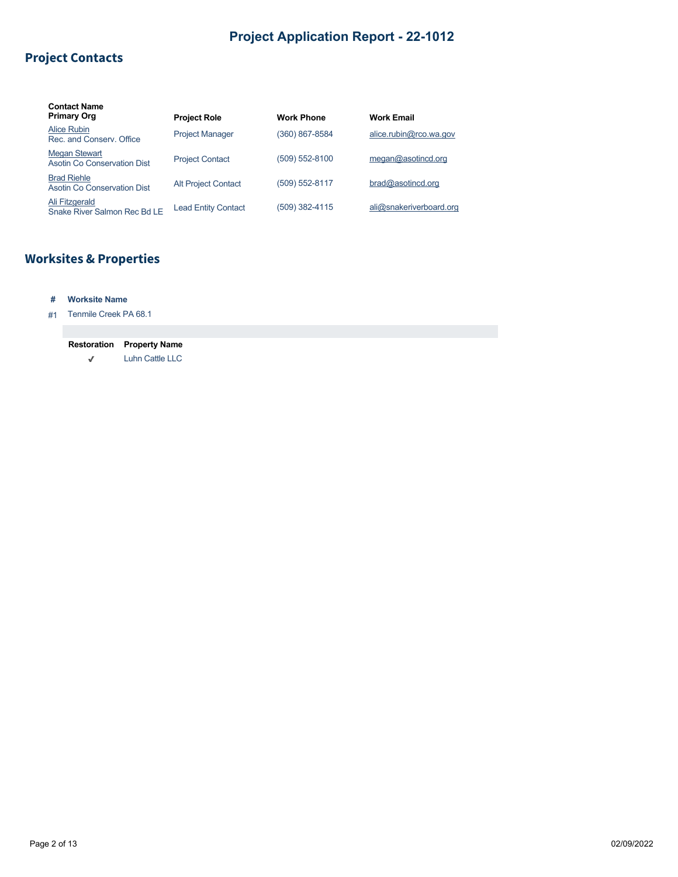# Project Application Report - 22-1012

## Project Contacts

| Contact Name<br>Primary Org | Project Role | Work Phone | Work Email |
|---|---|---|---|
| Alice Rubin<br>Rec. and Conserv. Office | Project Manager | (360) 867-8584 | alice.rubin@rco.wa.gov |
| Megan Stewart<br>Asotin Co Conservation Dist | Project Contact | (509) 552-8100 | megan@asotincd.org |
| Brad Riehle<br>Asotin Co Conservation Dist | Alt Project Contact | (509) 552-8117 | brad@asotincd.org |
| Ali Fitzgerald<br>Snake River Salmon Rec Bd LE | Lead Entity Contact | (509) 382-4115 | ali@snakeriverboard.org |

## Worksites & Properties

| # | Worksite Name |
|---|---|
| #1 | Tenmile Creek PA 68.1 |

| Restoration | Property Name |
|---|---|
| ✔ | Luhn Cattle LLC |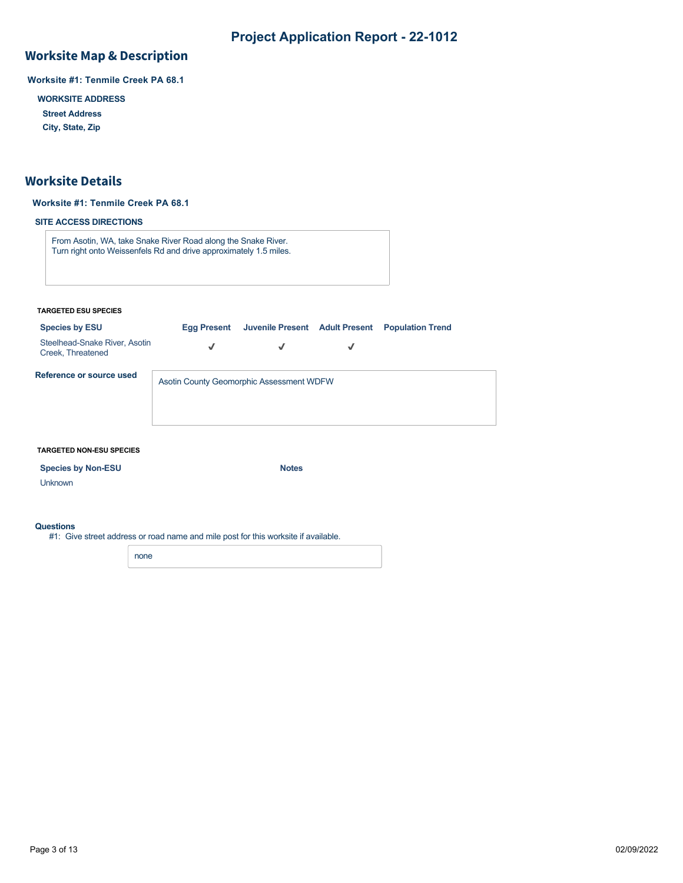# Project Application Report - 22-1012

## Worksite Map & Description

**Worksite #1: Tenmile Creek PA 68.1**

**WORKSITE ADDRESS**

**Street Address**

**City, State, Zip**

## Worksite Details

**Worksite #1: Tenmile Creek PA 68.1**

**SITE ACCESS DIRECTIONS**

From Asotin, WA, take Snake River Road along the Snake River.
Turn right onto Weissenfels Rd and drive approximately 1.5 miles.

**TARGETED ESU SPECIES**

| Species by ESU | Egg Present | Juvenile Present | Adult Present | Population Trend |
|---|---|---|---|---|
| Steelhead-Snake River, Asotin Creek, Threatened | ✓ | ✓ | ✓ | |

**Reference or source used**

Asotin County Geomorphic Assessment WDFW

**TARGETED NON-ESU SPECIES**

| Species by Non-ESU | Notes |
|---|---|
| Unknown | |

**Questions**

#1: Give street address or road name and mile post for this worksite if available.

none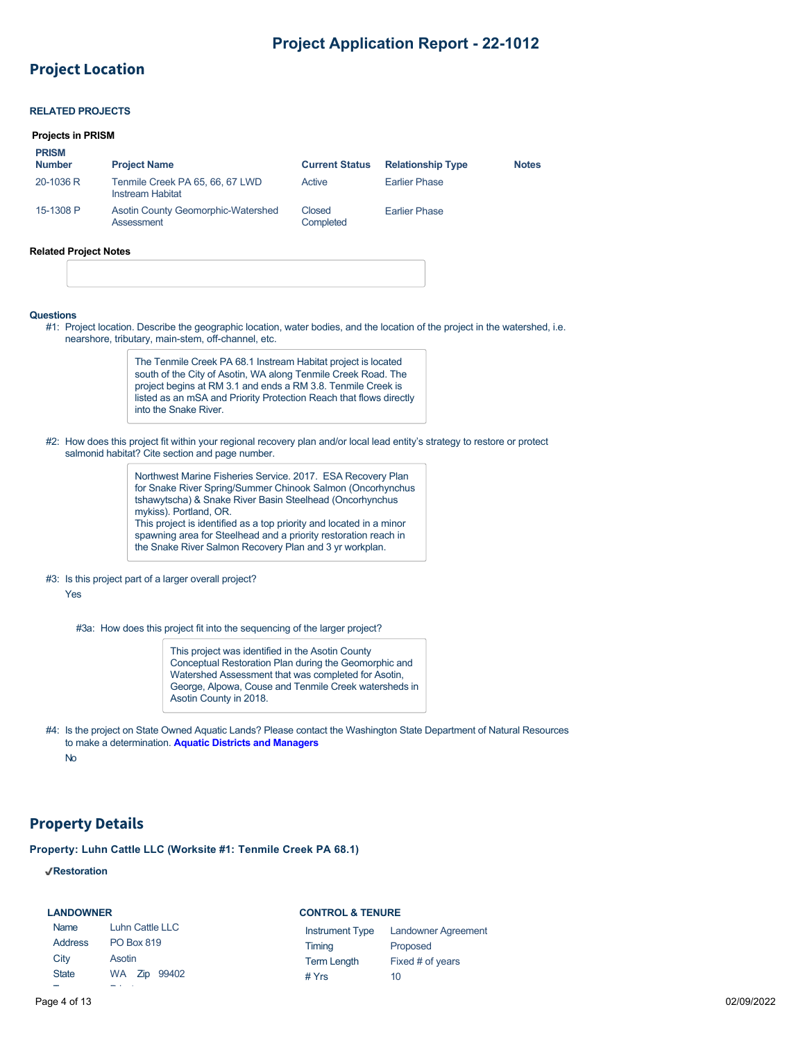# Project Application Report - 22-1012

## Project Location

### RELATED PROJECTS

**Projects in PRISM**

| PRISM Number | Project Name | Current Status | Relationship Type | Notes |
|---|---|---|---|---|
| 20-1036 R | Tenmile Creek PA 65, 66, 67 LWD Instream Habitat | Active | Earlier Phase | |
| 15-1308 P | Asotin County Geomorphic-Watershed Assessment | Closed Completed | Earlier Phase | |

**Related Project Notes**

**Questions**

#1: Project location. Describe the geographic location, water bodies, and the location of the project in the watershed, i.e. nearshore, tributary, main-stem, off-channel, etc.

> The Tenmile Creek PA 68.1 Instream Habitat project is located south of the City of Asotin, WA along Tenmile Creek Road. The project begins at RM 3.1 and ends a RM 3.8. Tenmile Creek is listed as an mSA and Priority Protection Reach that flows directly into the Snake River.

#2: How does this project fit within your regional recovery plan and/or local lead entity's strategy to restore or protect salmonid habitat? Cite section and page number.

> Northwest Marine Fisheries Service. 2017. ESA Recovery Plan for Snake River Spring/Summer Chinook Salmon (Oncorhynchus tshawytscha) & Snake River Basin Steelhead (Oncorhynchus mykiss). Portland, OR.
> This project is identified as a top priority and located in a minor spawning area for Steelhead and a priority restoration reach in the Snake River Salmon Recovery Plan and 3 yr workplan.

#3: Is this project part of a larger overall project?

Yes

#3a: How does this project fit into the sequencing of the larger project?

> This project was identified in the Asotin County Conceptual Restoration Plan during the Geomorphic and Watershed Assessment that was completed for Asotin, George, Alpowa, Couse and Tenmile Creek watersheds in Asotin County in 2018.

#4: Is the project on State Owned Aquatic Lands? Please contact the Washington State Department of Natural Resources to make a determination. **Aquatic Districts and Managers**

No

## Property Details

### Property: Luhn Cattle LLC (Worksite #1: Tenmile Creek PA 68.1)

✔**Restoration**

**LANDOWNER**

| | |
|---|---|
| Name | Luhn Cattle LLC |
| Address | PO Box 819 |
| City | Asotin |
| State | WA Zip 99402 |

**CONTROL & TENURE**

| | |
|---|---|
| Instrument Type | Landowner Agreement |
| Timing | Proposed |
| Term Length | Fixed # of years |
| # Yrs | 10 |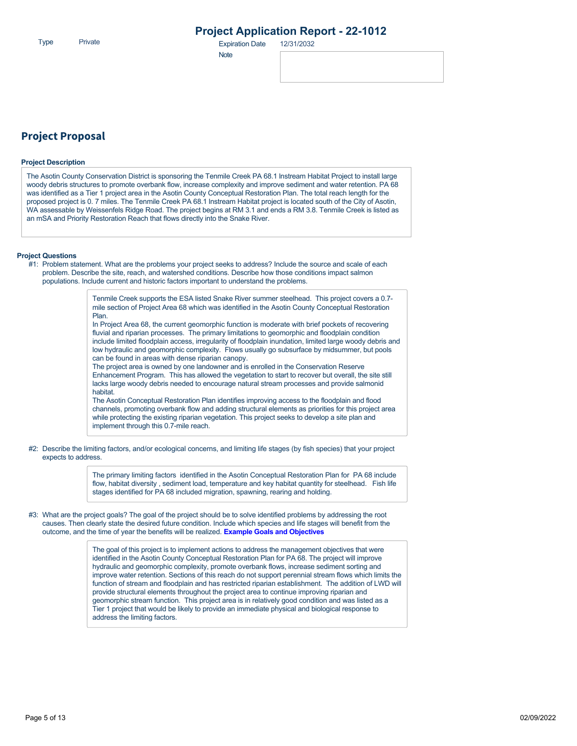Type Private

# Project Application Report - 22-1012

Expiration Date 12/31/2032

Note

## Project Proposal

**Project Description**

The Asotin County Conservation District is sponsoring the Tenmile Creek PA 68.1 Instream Habitat Project to install large woody debris structures to promote overbank flow, increase complexity and improve sediment and water retention. PA 68 was identified as a Tier 1 project area in the Asotin County Conceptual Restoration Plan. The total reach length for the proposed project is 0. 7 miles. The Tenmile Creek PA 68.1 Instream Habitat project is located south of the City of Asotin, WA assessable by Weissenfels Ridge Road. The project begins at RM 3.1 and ends a RM 3.8. Tenmile Creek is listed as an mSA and Priority Restoration Reach that flows directly into the Snake River.

**Project Questions**

#1: Problem statement. What are the problems your project seeks to address? Include the source and scale of each problem. Describe the site, reach, and watershed conditions. Describe how those conditions impact salmon populations. Include current and historic factors important to understand the problems.

> Tenmile Creek supports the ESA listed Snake River summer steelhead. This project covers a 0.7-mile section of Project Area 68 which was identified in the Asotin County Conceptual Restoration Plan.
> In Project Area 68, the current geomorphic function is moderate with brief pockets of recovering fluvial and riparian processes. The primary limitations to geomorphic and floodplain condition include limited floodplain access, irregularity of floodplain inundation, limited large woody debris and low hydraulic and geomorphic complexity. Flows usually go subsurface by midsummer, but pools can be found in areas with dense riparian canopy.
> The project area is owned by one landowner and is enrolled in the Conservation Reserve Enhancement Program. This has allowed the vegetation to start to recover but overall, the site still lacks large woody debris needed to encourage natural stream processes and provide salmonid habitat.
> The Asotin Conceptual Restoration Plan identifies improving access to the floodplain and flood channels, promoting overbank flow and adding structural elements as priorities for this project area while protecting the existing riparian vegetation. This project seeks to develop a site plan and implement through this 0.7-mile reach.

#2: Describe the limiting factors, and/or ecological concerns, and limiting life stages (by fish species) that your project expects to address.

> The primary limiting factors identified in the Asotin Conceptual Restoration Plan for PA 68 include flow, habitat diversity , sediment load, temperature and key habitat quantity for steelhead. Fish life stages identified for PA 68 included migration, spawning, rearing and holding.

#3: What are the project goals? The goal of the project should be to solve identified problems by addressing the root causes. Then clearly state the desired future condition. Include which species and life stages will benefit from the outcome, and the time of year the benefits will be realized. **Example Goals and Objectives**

> The goal of this project is to implement actions to address the management objectives that were identified in the Asotin County Conceptual Restoration Plan for PA 68. The project will improve hydraulic and geomorphic complexity, promote overbank flows, increase sediment sorting and improve water retention. Sections of this reach do not support perennial stream flows which limits the function of stream and floodplain and has restricted riparian establishment. The addition of LWD will provide structural elements throughout the project area to continue improving riparian and geomorphic stream function. This project area is in relatively good condition and was listed as a Tier 1 project that would be likely to provide an immediate physical and biological response to address the limiting factors.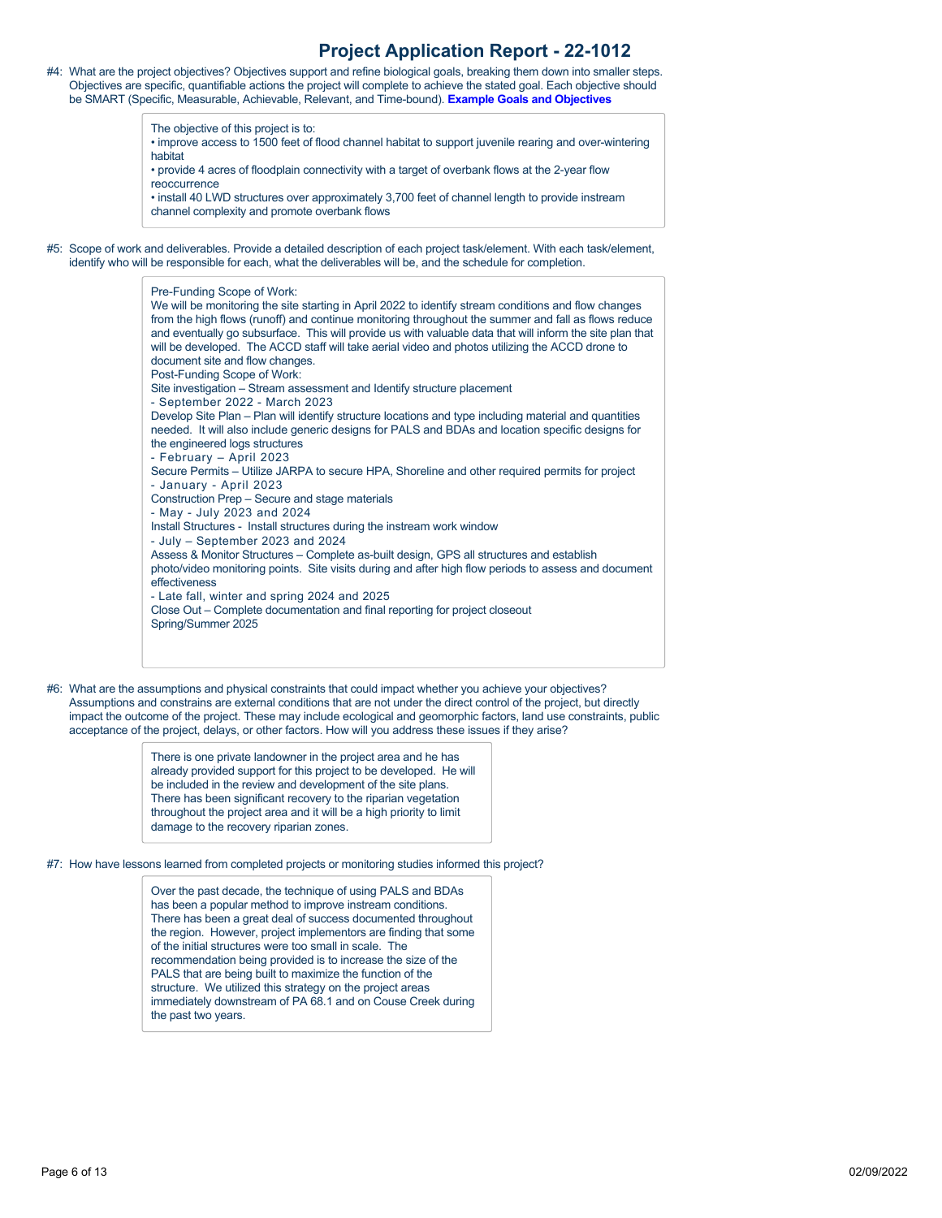# Project Application Report - 22-1012

#4: What are the project objectives? Objectives support and refine biological goals, breaking them down into smaller steps. Objectives are specific, quantifiable actions the project will complete to achieve the stated goal. Each objective should be SMART (Specific, Measurable, Achievable, Relevant, and Time-bound). **Example Goals and Objectives**

> The objective of this project is to:
> • improve access to 1500 feet of flood channel habitat to support juvenile rearing and over-wintering habitat
> • provide 4 acres of floodplain connectivity with a target of overbank flows at the 2-year flow reoccurrence
> • install 40 LWD structures over approximately 3,700 feet of channel length to provide instream channel complexity and promote overbank flows

#5: Scope of work and deliverables. Provide a detailed description of each project task/element. With each task/element, identify who will be responsible for each, what the deliverables will be, and the schedule for completion.

> Pre-Funding Scope of Work:
> We will be monitoring the site starting in April 2022 to identify stream conditions and flow changes from the high flows (runoff) and continue monitoring throughout the summer and fall as flows reduce and eventually go subsurface. This will provide us with valuable data that will inform the site plan that will be developed. The ACCD staff will take aerial video and photos utilizing the ACCD drone to document site and flow changes.
> Post-Funding Scope of Work:
> Site investigation – Stream assessment and Identify structure placement
> - September 2022 - March 2023
> Develop Site Plan – Plan will identify structure locations and type including material and quantities needed. It will also include generic designs for PALS and BDAs and location specific designs for the engineered logs structures
> - February – April 2023
> Secure Permits – Utilize JARPA to secure HPA, Shoreline and other required permits for project
> - January - April 2023
> Construction Prep – Secure and stage materials
> - May - July 2023 and 2024
> Install Structures - Install structures during the instream work window
> - July – September 2023 and 2024
> Assess & Monitor Structures – Complete as-built design, GPS all structures and establish photo/video monitoring points. Site visits during and after high flow periods to assess and document effectiveness
> - Late fall, winter and spring 2024 and 2025
> Close Out – Complete documentation and final reporting for project closeout
> Spring/Summer 2025

#6: What are the assumptions and physical constraints that could impact whether you achieve your objectives? Assumptions and constrains are external conditions that are not under the direct control of the project, but directly impact the outcome of the project. These may include ecological and geomorphic factors, land use constraints, public acceptance of the project, delays, or other factors. How will you address these issues if they arise?

> There is one private landowner in the project area and he has already provided support for this project to be developed. He will be included in the review and development of the site plans. There has been significant recovery to the riparian vegetation throughout the project area and it will be a high priority to limit damage to the recovery riparian zones.

#7: How have lessons learned from completed projects or monitoring studies informed this project?

> Over the past decade, the technique of using PALS and BDAs has been a popular method to improve instream conditions. There has been a great deal of success documented throughout the region. However, project implementors are finding that some of the initial structures were too small in scale. The recommendation being provided is to increase the size of the PALS that are being built to maximize the function of the structure. We utilized this strategy on the project areas immediately downstream of PA 68.1 and on Couse Creek during the past two years.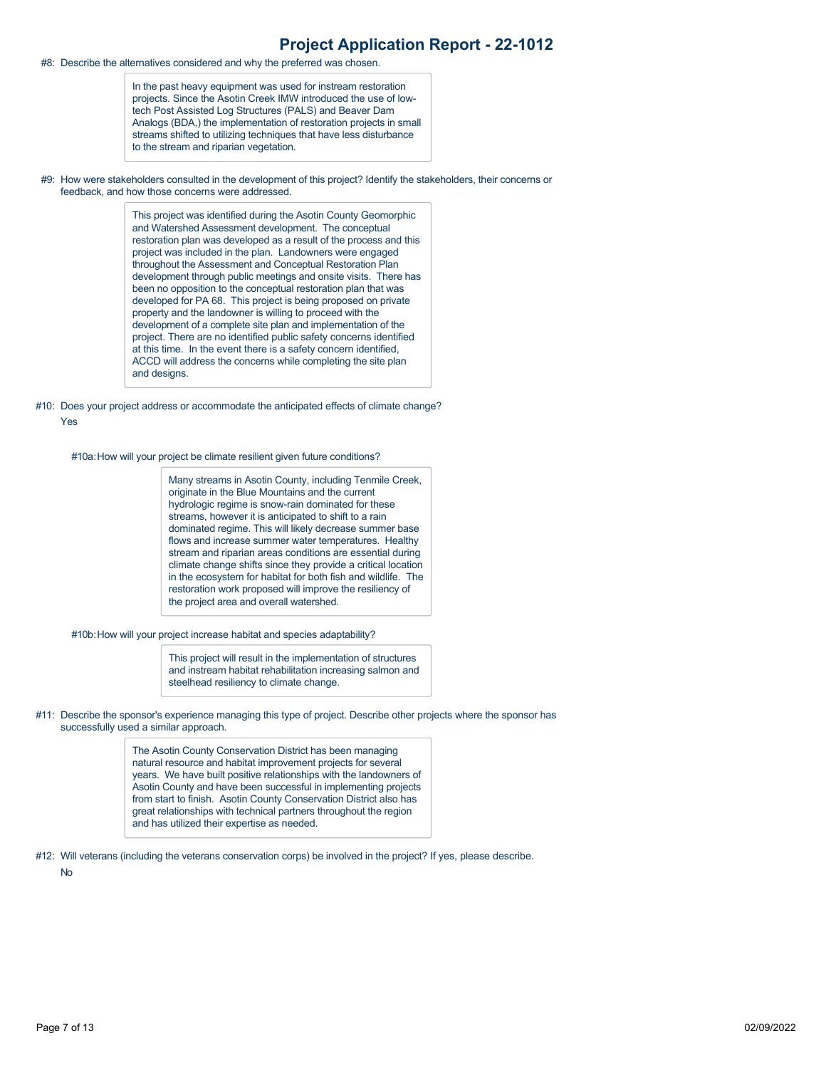#8: Describe the alternatives considered and why the preferred was chosen.

> In the past heavy equipment was used for instream restoration projects. Since the Asotin Creek IMW introduced the use of low-tech Post Assisted Log Structures (PALS) and Beaver Dam Analogs (BDA,) the implementation of restoration projects in small streams shifted to utilizing techniques that have less disturbance to the stream and riparian vegetation.

#9: How were stakeholders consulted in the development of this project? Identify the stakeholders, their concerns or feedback, and how those concerns were addressed.

> This project was identified during the Asotin County Geomorphic and Watershed Assessment development. The conceptual restoration plan was developed as a result of the process and this project was included in the plan. Landowners were engaged throughout the Assessment and Conceptual Restoration Plan development through public meetings and onsite visits. There has been no opposition to the conceptual restoration plan that was developed for PA 68. This project is being proposed on private property and the landowner is willing to proceed with the development of a complete site plan and implementation of the project. There are no identified public safety concerns identified at this time. In the event there is a safety concern identified, ACCD will address the concerns while completing the site plan and designs.

#10: Does your project address or accommodate the anticipated effects of climate change?

Yes

#10a: How will your project be climate resilient given future conditions?

> Many streams in Asotin County, including Tenmile Creek, originate in the Blue Mountains and the current hydrologic regime is snow-rain dominated for these streams, however it is anticipated to shift to a rain dominated regime. This will likely decrease summer base flows and increase summer water temperatures. Healthy stream and riparian areas conditions are essential during climate change shifts since they provide a critical location in the ecosystem for habitat for both fish and wildlife. The restoration work proposed will improve the resiliency of the project area and overall watershed.

#10b: How will your project increase habitat and species adaptability?

> This project will result in the implementation of structures and instream habitat rehabilitation increasing salmon and steelhead resiliency to climate change.

#11: Describe the sponsor's experience managing this type of project. Describe other projects where the sponsor has successfully used a similar approach.

> The Asotin County Conservation District has been managing natural resource and habitat improvement projects for several years. We have built positive relationships with the landowners of Asotin County and have been successful in implementing projects from start to finish. Asotin County Conservation District also has great relationships with technical partners throughout the region and has utilized their expertise as needed.

#12: Will veterans (including the veterans conservation corps) be involved in the project? If yes, please describe.

No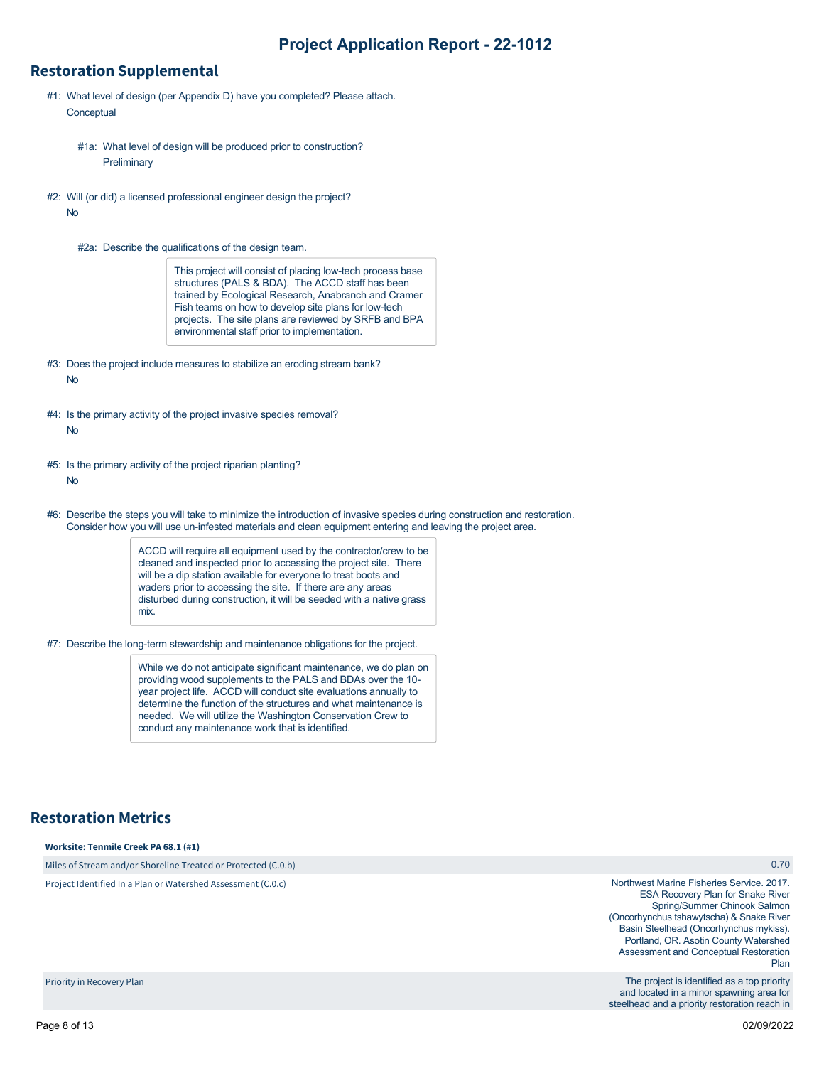# Project Application Report - 22-1012

## Restoration Supplemental

#1: What level of design (per Appendix D) have you completed? Please attach.
Conceptual

#1a: What level of design will be produced prior to construction?
Preliminary

#2: Will (or did) a licensed professional engineer design the project?
No

#2a: Describe the qualifications of the design team.

This project will consist of placing low-tech process base structures (PALS & BDA). The ACCD staff has been trained by Ecological Research, Anabranch and Cramer Fish teams on how to develop site plans for low-tech projects. The site plans are reviewed by SRFB and BPA environmental staff prior to implementation.

#3: Does the project include measures to stabilize an eroding stream bank?
No

#4: Is the primary activity of the project invasive species removal?
No

#5: Is the primary activity of the project riparian planting?
No

#6: Describe the steps you will take to minimize the introduction of invasive species during construction and restoration. Consider how you will use un-infested materials and clean equipment entering and leaving the project area.

ACCD will require all equipment used by the contractor/crew to be cleaned and inspected prior to accessing the project site. There will be a dip station available for everyone to treat boots and waders prior to accessing the site. If there are any areas disturbed during construction, it will be seeded with a native grass mix.

#7: Describe the long-term stewardship and maintenance obligations for the project.

While we do not anticipate significant maintenance, we do plan on providing wood supplements to the PALS and BDAs over the 10-year project life. ACCD will conduct site evaluations annually to determine the function of the structures and what maintenance is needed. We will utilize the Washington Conservation Crew to conduct any maintenance work that is identified.

## Restoration Metrics

**Worksite: Tenmile Creek PA 68.1 (#1)**

| | |
|---|---|
| Miles of Stream and/or Shoreline Treated or Protected (C.0.b) | 0.70 |
| Project Identified In a Plan or Watershed Assessment (C.0.c) | Northwest Marine Fisheries Service. 2017. ESA Recovery Plan for Snake River Spring/Summer Chinook Salmon (Oncorhynchus tshawytscha) & Snake River Basin Steelhead (Oncorhynchus mykiss). Portland, OR. Asotin County Watershed Assessment and Conceptual Restoration Plan |
| Priority in Recovery Plan | The project is identified as a top priority and located in a minor spawning area for steelhead and a priority restoration reach in |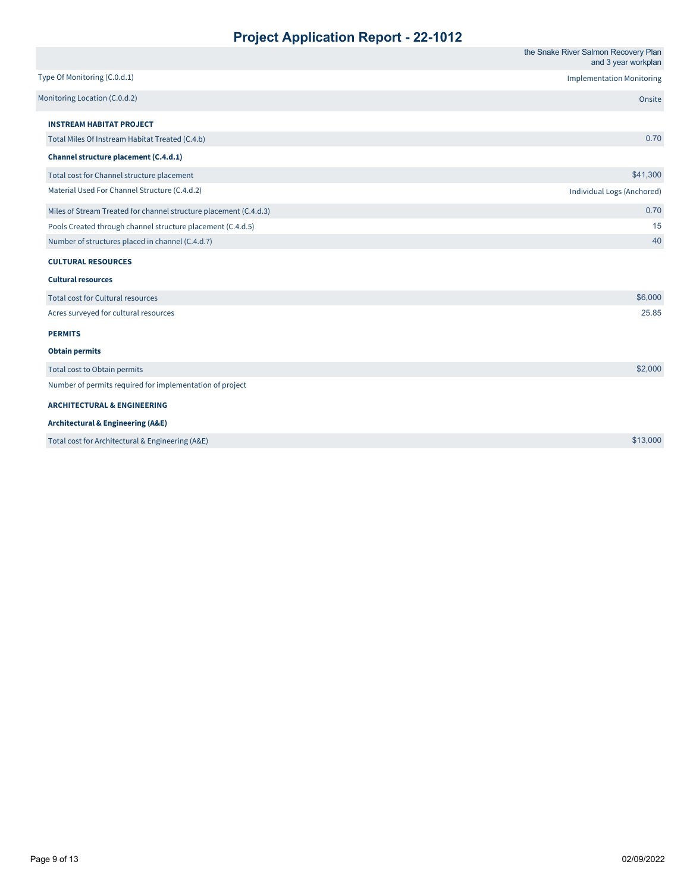# Project Application Report - 22-1012

| | |
|---|---|
| | the Snake River Salmon Recovery Plan and 3 year workplan |
| Type Of Monitoring (C.0.d.1) | Implementation Monitoring |
| Monitoring Location (C.0.d.2) | Onsite |

**INSTREAM HABITAT PROJECT**

| | |
|---|---|
| Total Miles Of Instream Habitat Treated (C.4.b) | 0.70 |

**Channel structure placement (C.4.d.1)**

| | |
|---|---|
| Total cost for Channel structure placement | $41,300 |
| Material Used For Channel Structure (C.4.d.2) | Individual Logs (Anchored) |
| Miles of Stream Treated for channel structure placement (C.4.d.3) | 0.70 |
| Pools Created through channel structure placement (C.4.d.5) | 15 |
| Number of structures placed in channel (C.4.d.7) | 40 |

**CULTURAL RESOURCES**

**Cultural resources**

| | |
|---|---|
| Total cost for Cultural resources | $6,000 |
| Acres surveyed for cultural resources | 25.85 |

**PERMITS**

**Obtain permits**

| | |
|---|---|
| Total cost to Obtain permits | $2,000 |
| Number of permits required for implementation of project | |

**ARCHITECTURAL & ENGINEERING**

**Architectural & Engineering (A&E)**

| | |
|---|---|
| Total cost for Architectural & Engineering (A&E) | $13,000 |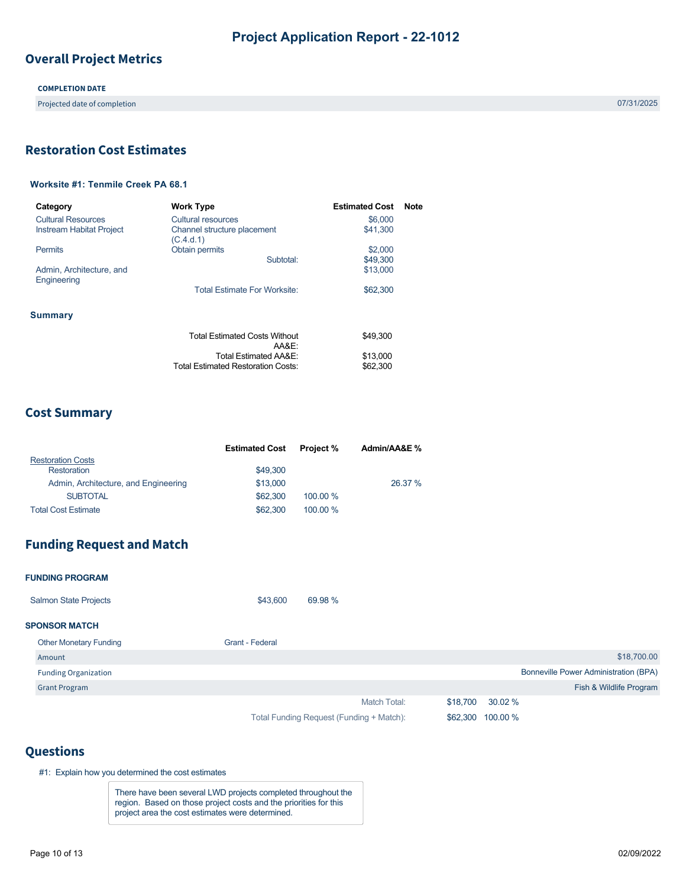# Project Application Report - 22-1012

## Overall Project Metrics

**COMPLETION DATE**

| | |
|---|---|
| Projected date of completion | 07/31/2025 |

## Restoration Cost Estimates

### Worksite #1: Tenmile Creek PA 68.1

| Category | Work Type | Estimated Cost | Note |
|---|---|---|---|
| Cultural Resources | Cultural resources | $6,000 | |
| Instream Habitat Project | Channel structure placement (C.4.d.1) | $41,300 | |
| Permits | Obtain permits | $2,000 | |
| | Subtotal: | $49,300 | |
| Admin, Architecture, and Engineering | | $13,000 | |
| | Total Estimate For Worksite: | $62,300 | |

### Summary

| | |
|---|---|
| Total Estimated Costs Without AA&E: | $49,300 |
| Total Estimated AA&E: | $13,000 |
| Total Estimated Restoration Costs: | $62,300 |

## Cost Summary

| | Estimated Cost | Project % | Admin/AA&E % |
|---|---|---|---|
| Restoration Costs | | | |
| Restoration | $49,300 | | |
| Admin, Architecture, and Engineering | $13,000 | | 26.37 % |
| SUBTOTAL | $62,300 | 100.00 % | |
| Total Cost Estimate | $62,300 | 100.00 % | |

## Funding Request and Match

**FUNDING PROGRAM**

| | | |
|---|---|---|
| Salmon State Projects | $43,600 | 69.98 % |

**SPONSOR MATCH**

| | |
|---|---|
| Other Monetary Funding | Grant - Federal |
| Amount | $18,700.00 |
| Funding Organization | Bonneville Power Administration (BPA) |
| Grant Program | Fish & Wildlife Program |

| | | |
|---|---|---|
| Match Total: | $18,700 | 30.02 % |
| Total Funding Request (Funding + Match): | $62,300 | 100.00 % |

## Questions

#1: Explain how you determined the cost estimates

> There have been several LWD projects completed throughout the region. Based on those project costs and the priorities for this project area the cost estimates were determined.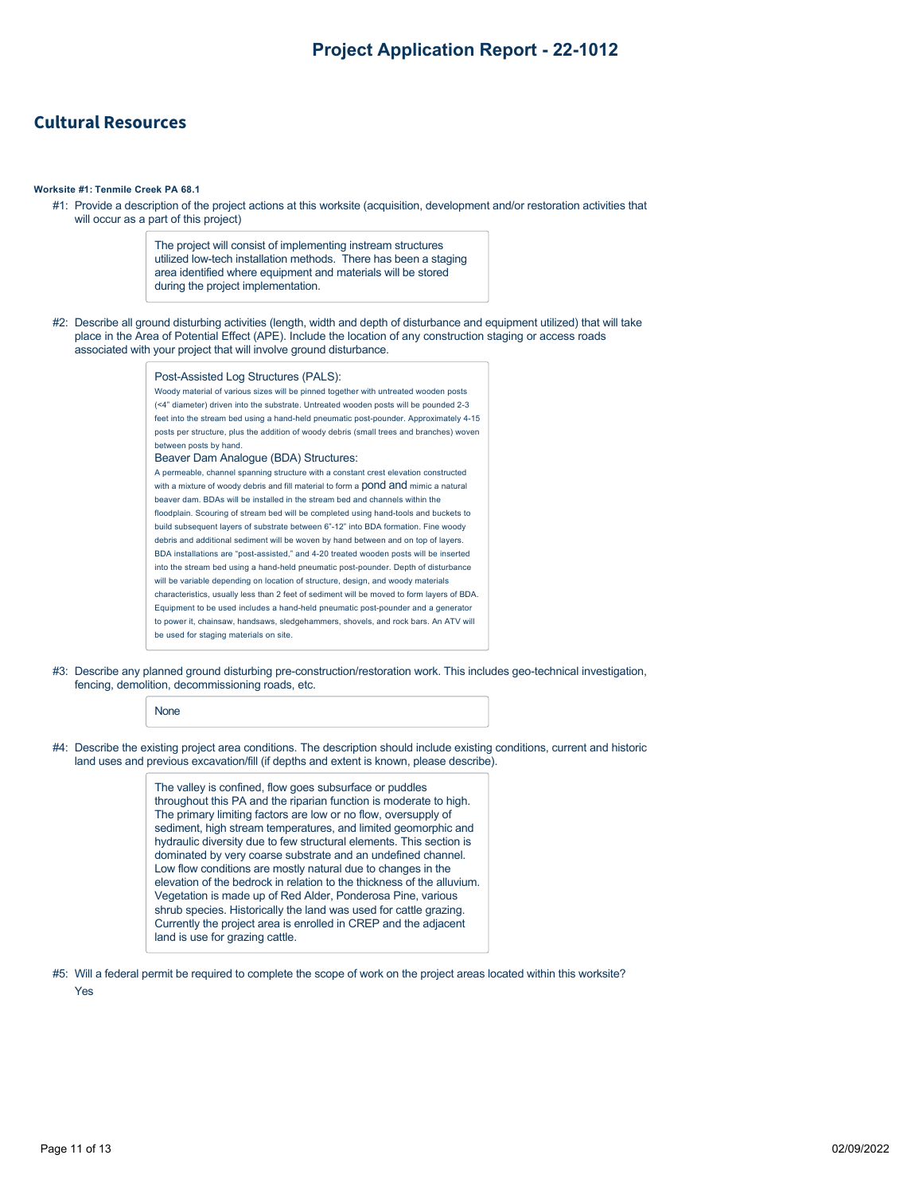## Cultural Resources

**Worksite #1: Tenmile Creek PA 68.1**

#1: Provide a description of the project actions at this worksite (acquisition, development and/or restoration activities that will occur as a part of this project)

> The project will consist of implementing instream structures utilized low-tech installation methods. There has been a staging area identified where equipment and materials will be stored during the project implementation.

#2: Describe all ground disturbing activities (length, width and depth of disturbance and equipment utilized) that will take place in the Area of Potential Effect (APE). Include the location of any construction staging or access roads associated with your project that will involve ground disturbance.

> Post-Assisted Log Structures (PALS):
> Woody material of various sizes will be pinned together with untreated wooden posts (<4" diameter) driven into the substrate. Untreated wooden posts will be pounded 2-3 feet into the stream bed using a hand-held pneumatic post-pounder. Approximately 4-15 posts per structure, plus the addition of woody debris (small trees and branches) woven between posts by hand.
> Beaver Dam Analogue (BDA) Structures:
> A permeable, channel spanning structure with a constant crest elevation constructed with a mixture of woody debris and fill material to form a pond and mimic a natural beaver dam. BDAs will be installed in the stream bed and channels within the floodplain. Scouring of stream bed will be completed using hand-tools and buckets to build subsequent layers of substrate between 6"-12" into BDA formation. Fine woody debris and additional sediment will be woven by hand between and on top of layers. BDA installations are "post-assisted," and 4-20 treated wooden posts will be inserted into the stream bed using a hand-held pneumatic post-pounder. Depth of disturbance will be variable depending on location of structure, design, and woody materials characteristics, usually less than 2 feet of sediment will be moved to form layers of BDA. Equipment to be used includes a hand-held pneumatic post-pounder and a generator to power it, chainsaw, handsaws, sledgehammers, shovels, and rock bars. An ATV will be used for staging materials on site.

#3: Describe any planned ground disturbing pre-construction/restoration work. This includes geo-technical investigation, fencing, demolition, decommissioning roads, etc.

> None

#4: Describe the existing project area conditions. The description should include existing conditions, current and historic land uses and previous excavation/fill (if depths and extent is known, please describe).

> The valley is confined, flow goes subsurface or puddles throughout this PA and the riparian function is moderate to high. The primary limiting factors are low or no flow, oversupply of sediment, high stream temperatures, and limited geomorphic and hydraulic diversity due to few structural elements. This section is dominated by very coarse substrate and an undefined channel. Low flow conditions are mostly natural due to changes in the elevation of the bedrock in relation to the thickness of the alluvium. Vegetation is made up of Red Alder, Ponderosa Pine, various shrub species. Historically the land was used for cattle grazing. Currently the project area is enrolled in CREP and the adjacent land is use for grazing cattle.

#5: Will a federal permit be required to complete the scope of work on the project areas located within this worksite?

Yes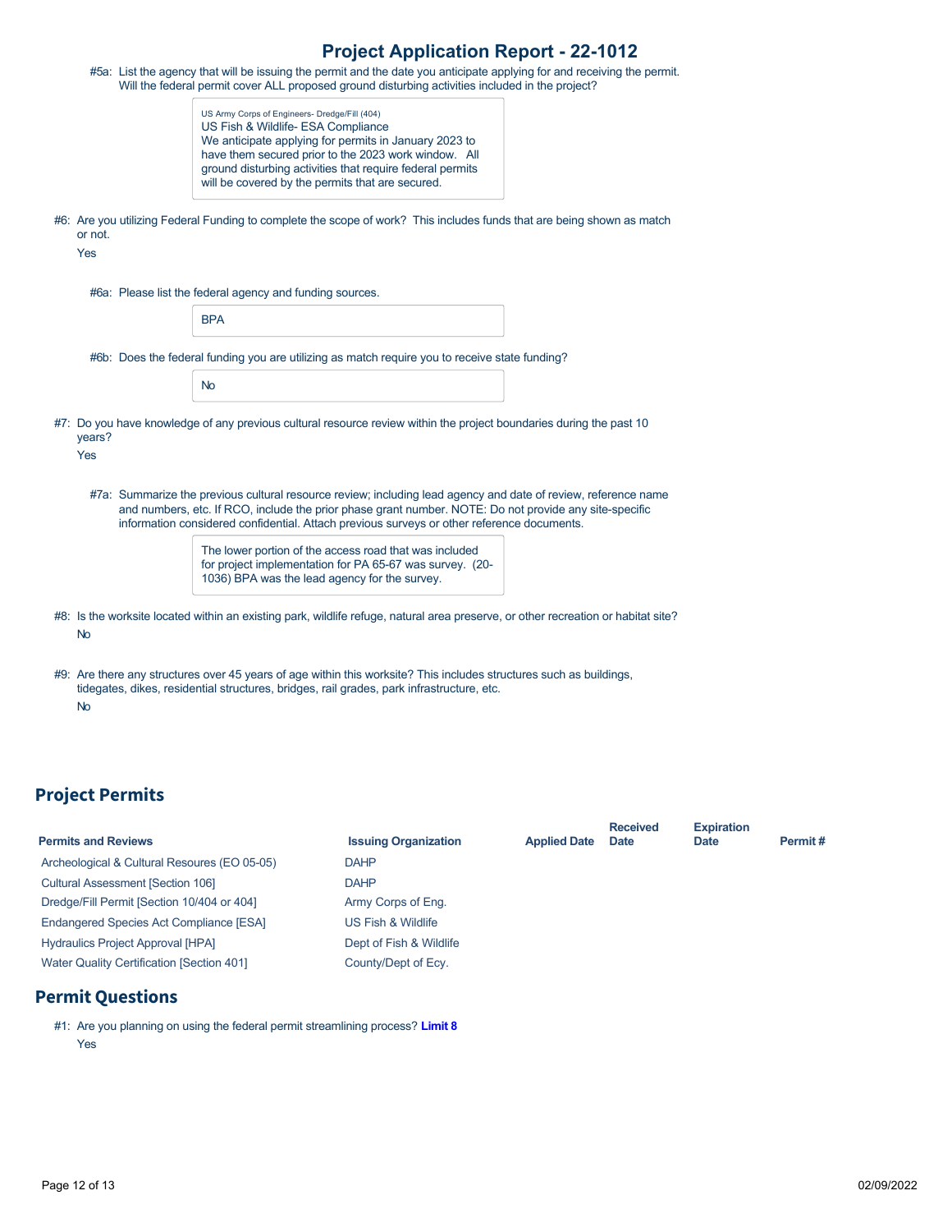#5a: List the agency that will be issuing the permit and the date you anticipate applying for and receiving the permit. Will the federal permit cover ALL proposed ground disturbing activities included in the project?

> US Army Corps of Engineers- Dredge/Fill (404)
> US Fish & Wildlife- ESA Compliance
> We anticipate applying for permits in January 2023 to have them secured prior to the 2023 work window. All ground disturbing activities that require federal permits will be covered by the permits that are secured.

#6: Are you utilizing Federal Funding to complete the scope of work? This includes funds that are being shown as match or not.

Yes

#6a: Please list the federal agency and funding sources.

> BPA

#6b: Does the federal funding you are utilizing as match require you to receive state funding?

> No

#7: Do you have knowledge of any previous cultural resource review within the project boundaries during the past 10 years?

Yes

#7a: Summarize the previous cultural resource review; including lead agency and date of review, reference name and numbers, etc. If RCO, include the prior phase grant number. NOTE: Do not provide any site-specific information considered confidential. Attach previous surveys or other reference documents.

> The lower portion of the access road that was included for project implementation for PA 65-67 was survey. (20-1036) BPA was the lead agency for the survey.

#8: Is the worksite located within an existing park, wildlife refuge, natural area preserve, or other recreation or habitat site?

No

#9: Are there any structures over 45 years of age within this worksite? This includes structures such as buildings, tidegates, dikes, residential structures, bridges, rail grades, park infrastructure, etc.

No

## Project Permits

| Permits and Reviews | Issuing Organization | Applied Date | Received Date | Expiration Date | Permit # |
|---|---|---|---|---|---|
| Archeological & Cultural Resoures (EO 05-05) | DAHP | | | | |
| Cultural Assessment [Section 106] | DAHP | | | | |
| Dredge/Fill Permit [Section 10/404 or 404] | Army Corps of Eng. | | | | |
| Endangered Species Act Compliance [ESA] | US Fish & Wildlife | | | | |
| Hydraulics Project Approval [HPA] | Dept of Fish & Wildlife | | | | |
| Water Quality Certification [Section 401] | County/Dept of Ecy. | | | | |

## Permit Questions

#1: Are you planning on using the federal permit streamlining process? **Limit 8**

Yes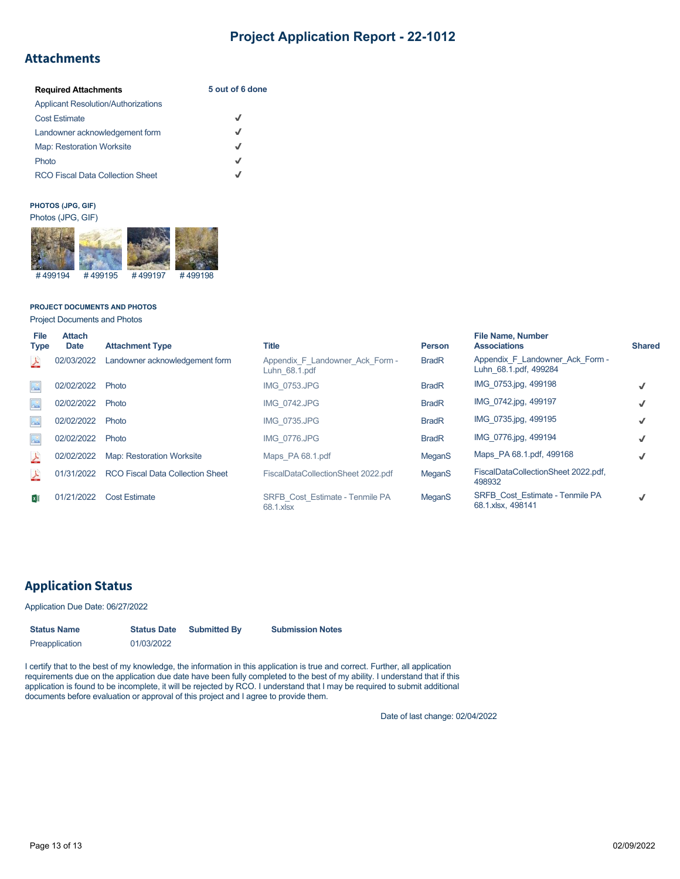# Project Application Report - 22-1012

## Attachments

| Required Attachments | 5 out of 6 done |
|---|---|
| Applicant Resolution/Authorizations | |
| Cost Estimate | ✓ |
| Landowner acknowledgement form | ✓ |
| Map: Restoration Worksite | ✓ |
| Photo | ✓ |
| RCO Fiscal Data Collection Sheet | ✓ |

**PHOTOS (JPG, GIF)**

Photos (JPG, GIF)

#499194 #499195 #499197 #499198

**PROJECT DOCUMENTS AND PHOTOS**

Project Documents and Photos

| File Type | Attach Date | Attachment Type | Title | Person | File Name, Number Associations | Shared |
|---|---|---|---|---|---|---|
| | 02/03/2022 | Landowner acknowledgement form | Appendix_F_Landowner_Ack_Form - Luhn_68.1.pdf | BradR | Appendix_F_Landowner_Ack_Form - Luhn_68.1.pdf, 499284 | |
| | 02/02/2022 | Photo | IMG_0753.JPG | BradR | IMG_0753.jpg, 499198 | ✓ |
| | 02/02/2022 | Photo | IMG_0742.JPG | BradR | IMG_0742.jpg, 499197 | ✓ |
| | 02/02/2022 | Photo | IMG_0735.JPG | BradR | IMG_0735.jpg, 499195 | ✓ |
| | 02/02/2022 | Photo | IMG_0776.JPG | BradR | IMG_0776.jpg, 499194 | ✓ |
| | 02/02/2022 | Map: Restoration Worksite | Maps_PA 68.1.pdf | MeganS | Maps_PA 68.1.pdf, 499168 | ✓ |
| | 01/31/2022 | RCO Fiscal Data Collection Sheet | FiscalDataCollectionSheet 2022.pdf | MeganS | FiscalDataCollectionSheet 2022.pdf, 498932 | |
| | 01/21/2022 | Cost Estimate | SRFB_Cost_Estimate - Tenmile PA 68.1.xlsx | MeganS | SRFB_Cost_Estimate - Tenmile PA 68.1.xlsx, 498141 | ✓ |

## Application Status

Application Due Date: 06/27/2022

| Status Name | Status Date | Submitted By | Submission Notes |
|---|---|---|---|
| Preapplication | 01/03/2022 | | |

I certify that to the best of my knowledge, the information in this application is true and correct. Further, all application requirements due on the application due date have been fully completed to the best of my ability. I understand that if this application is found to be incomplete, it will be rejected by RCO. I understand that I may be required to submit additional documents before evaluation or approval of this project and I agree to provide them.

Date of last change: 02/04/2022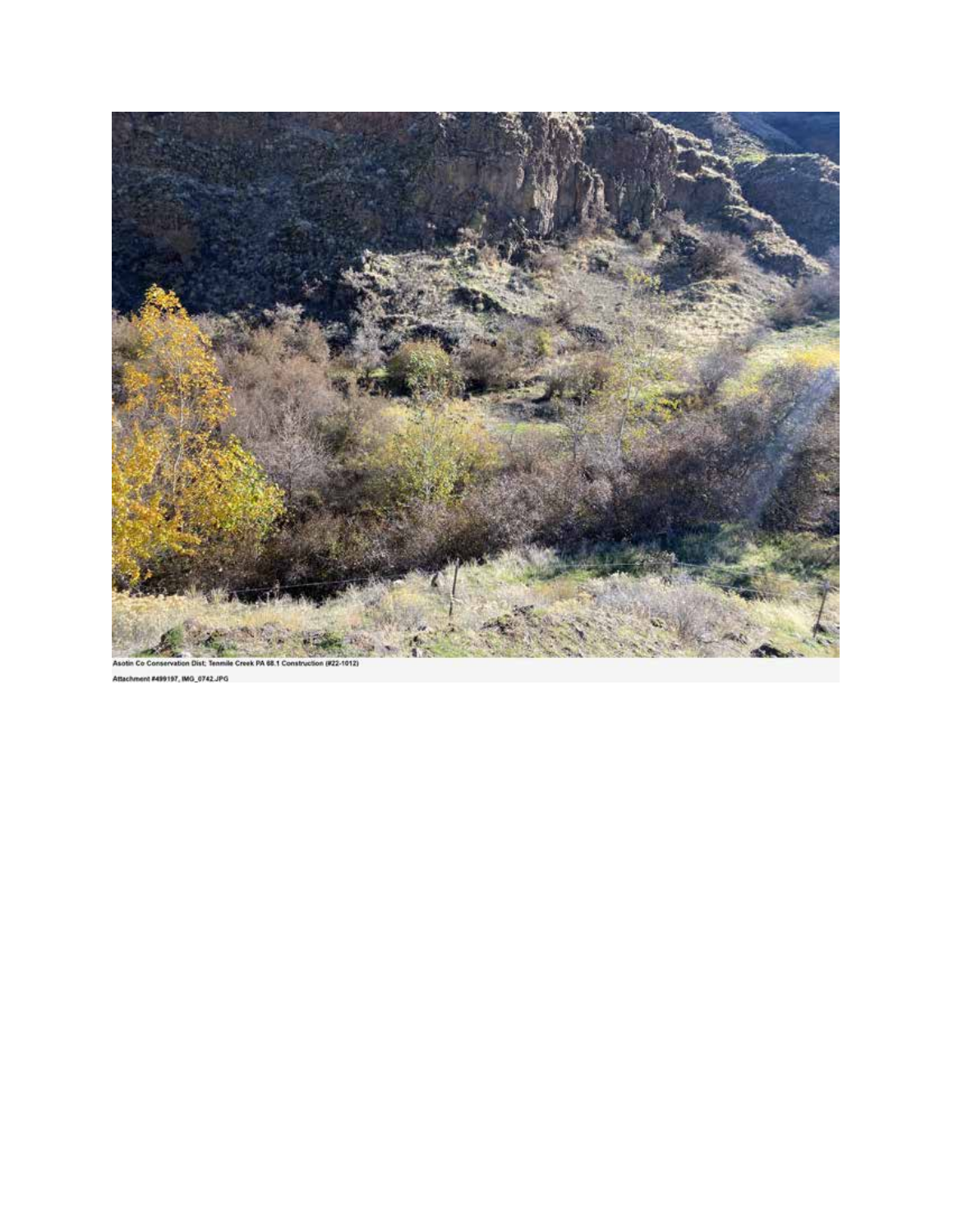Asotin Co Conservation Dist; Tenmile Creek PA 68.1 Construction (#22-1012)

Attachment #499197, IMG_0742.JPG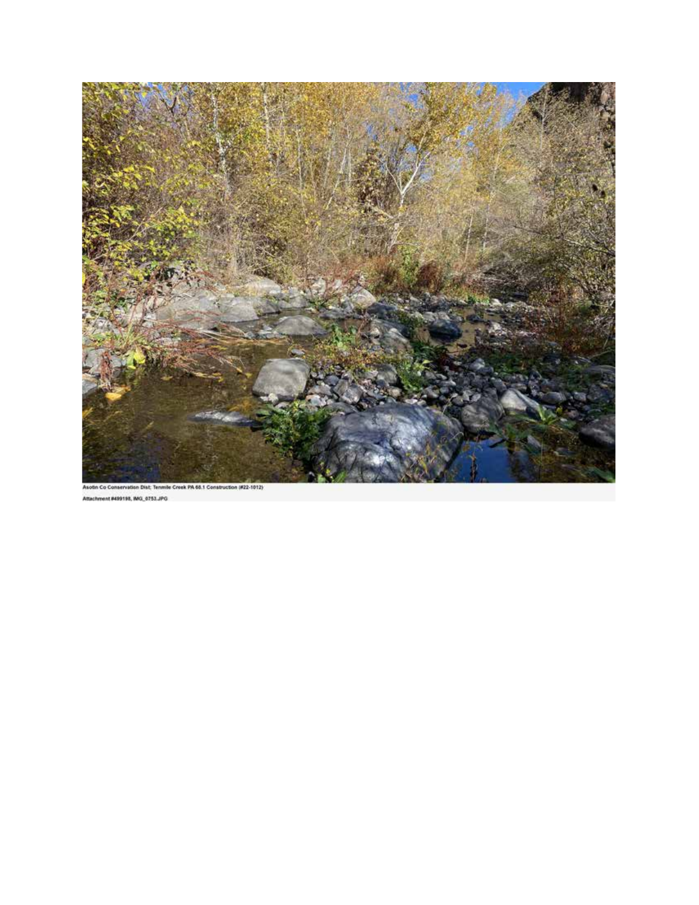Asotin Co Conservation Dist; Tenmile Creek PA 68.1 Construction (#22-1012)

Attachment #499198, IMG_0753.JPG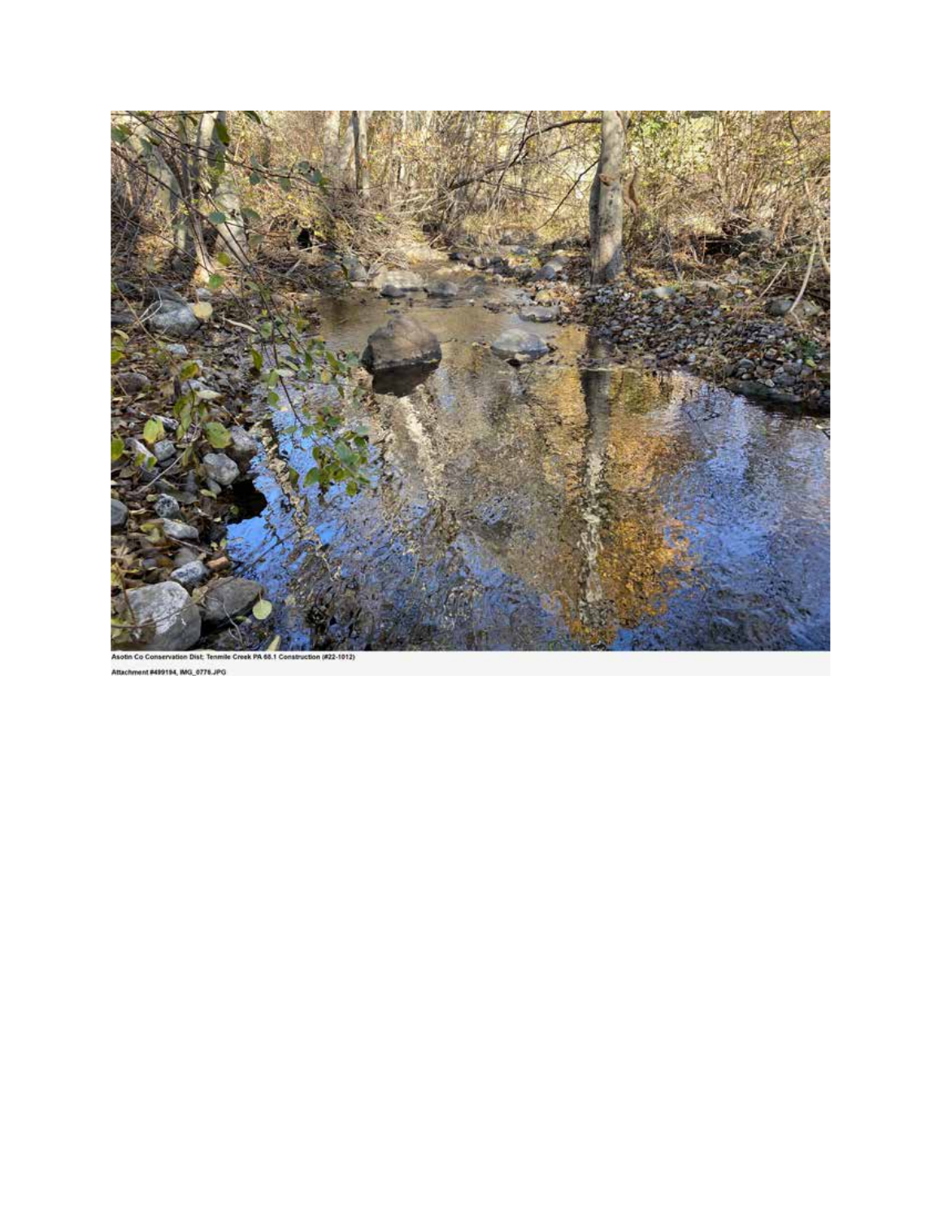Asotin Co Conservation Dist; Tenmile Creek PA 68.1 Construction (#22-1012)

Attachment #499194, IMG_0776.JPG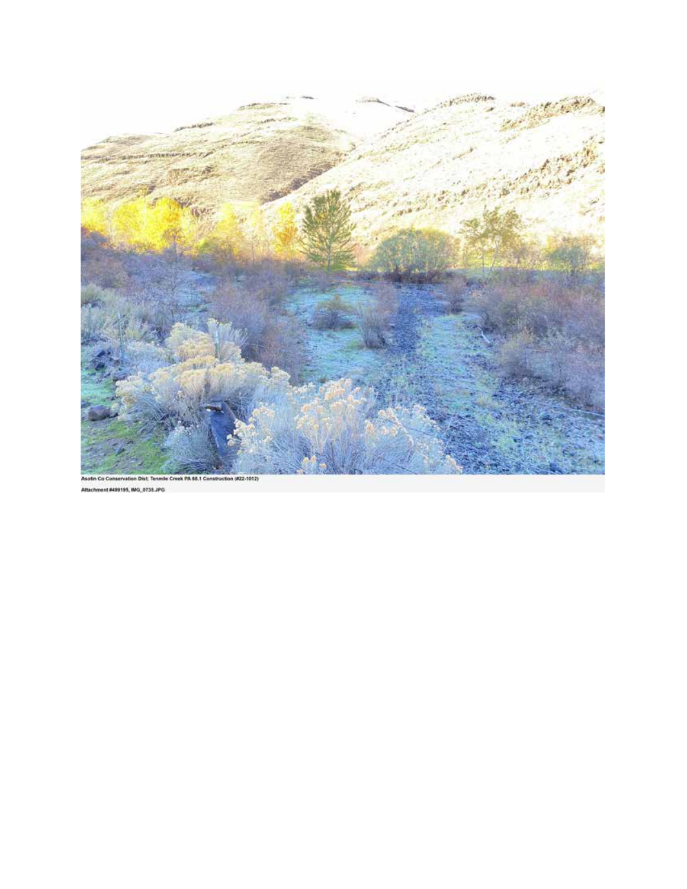Asotin Co Conservation Dist; Tenmile Creek PA 68.1 Construction (#22-1012)

Attachment #499195, IMG_0735.JPG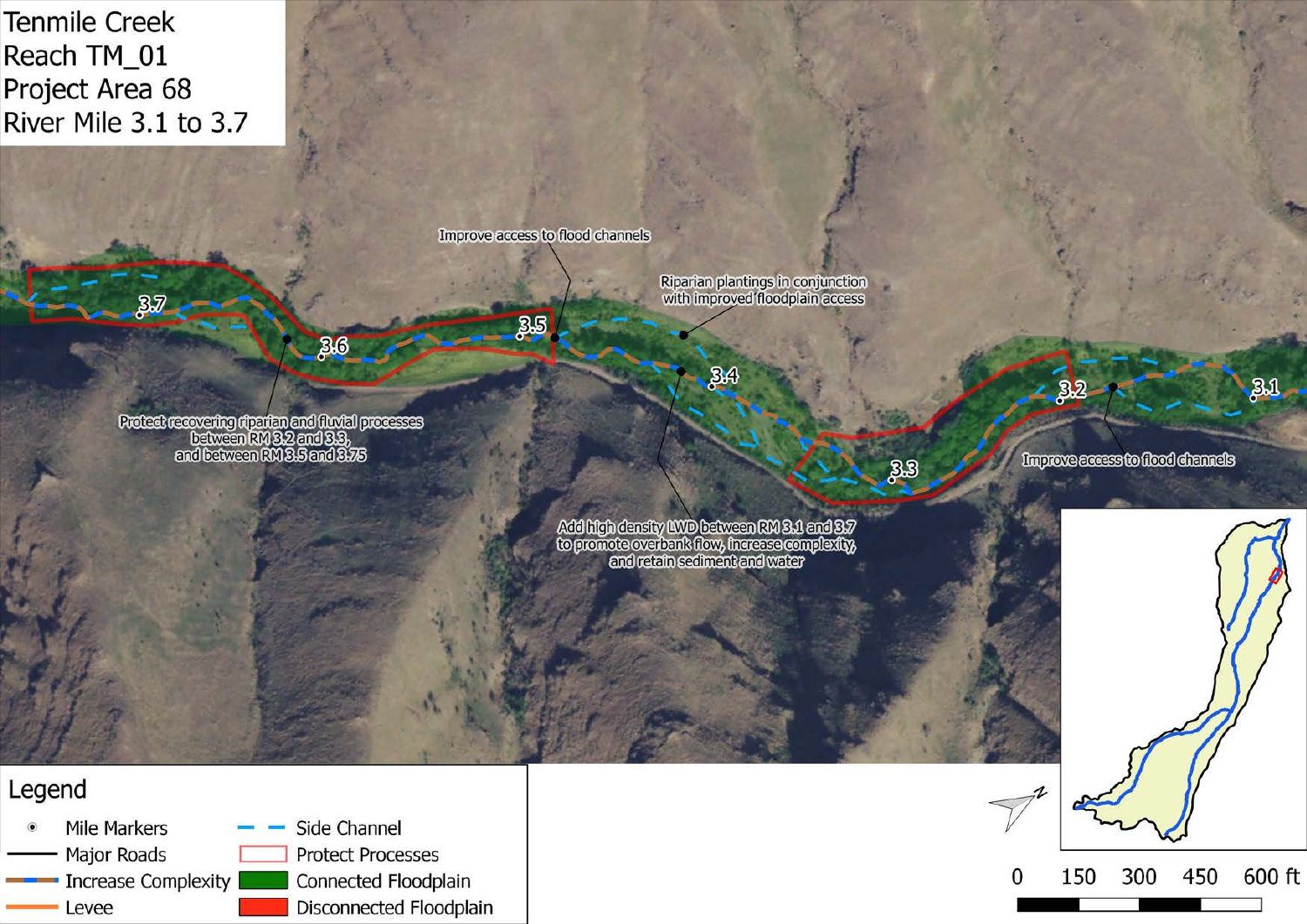# Tenmile Creek
## Reach TM_01
## Project Area 68
## River Mile 3.1 to 3.7

- Improve access to flood channels
- Riparian plantings in conjunction with improved floodplain access
- Protect recovering riparian and fluvial processes between RM 3.2 and 3.3, and between RM 3.5 and 3.75
- Add high density LWD between RM 3.1 and 3.7 to promote overbank flow, increase complexity, and retain sediment and water
- Improve access to flood channels

Mile markers: 3.7, 3.6, 3.5, 3.4, 3.3, 3.2, 3.1

**Legend**

- Mile Markers
- Major Roads
- Increase Complexity
- Levee
- Side Channel
- Protect Processes
- Connected Floodplain
- Disconnected Floodplain

Scale: 0, 150, 300, 450, 600 ft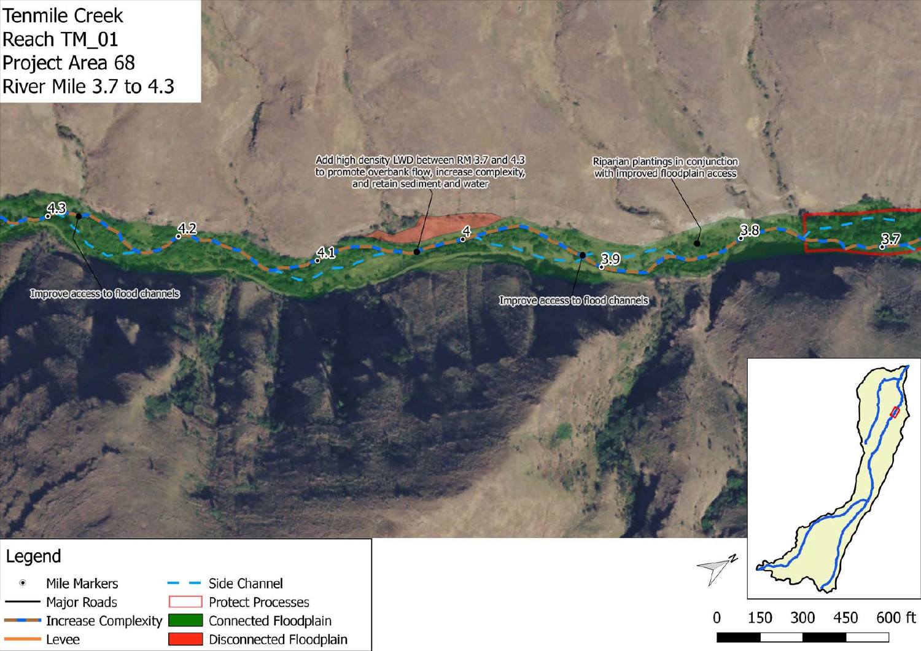Tenmile Creek
Reach TM_01
Project Area 68
River Mile 3.7 to 4.3

Add high density LWD between RM 3.7 and 4.3 to promote overbank flow, increase complexity, and retain sediment and water

Riparian plantings in conjunction with improved floodplain access

Improve access to flood channels

Improve access to flood channels

4.3
4.2
4.1
4
3.9
3.8
3.7

Legend

- Mile Markers
- Major Roads
- Increase Complexity
- Levee
- Side Channel
- Protect Processes
- Connected Floodplain
- Disconnected Floodplain

0 150 300 450 600 ft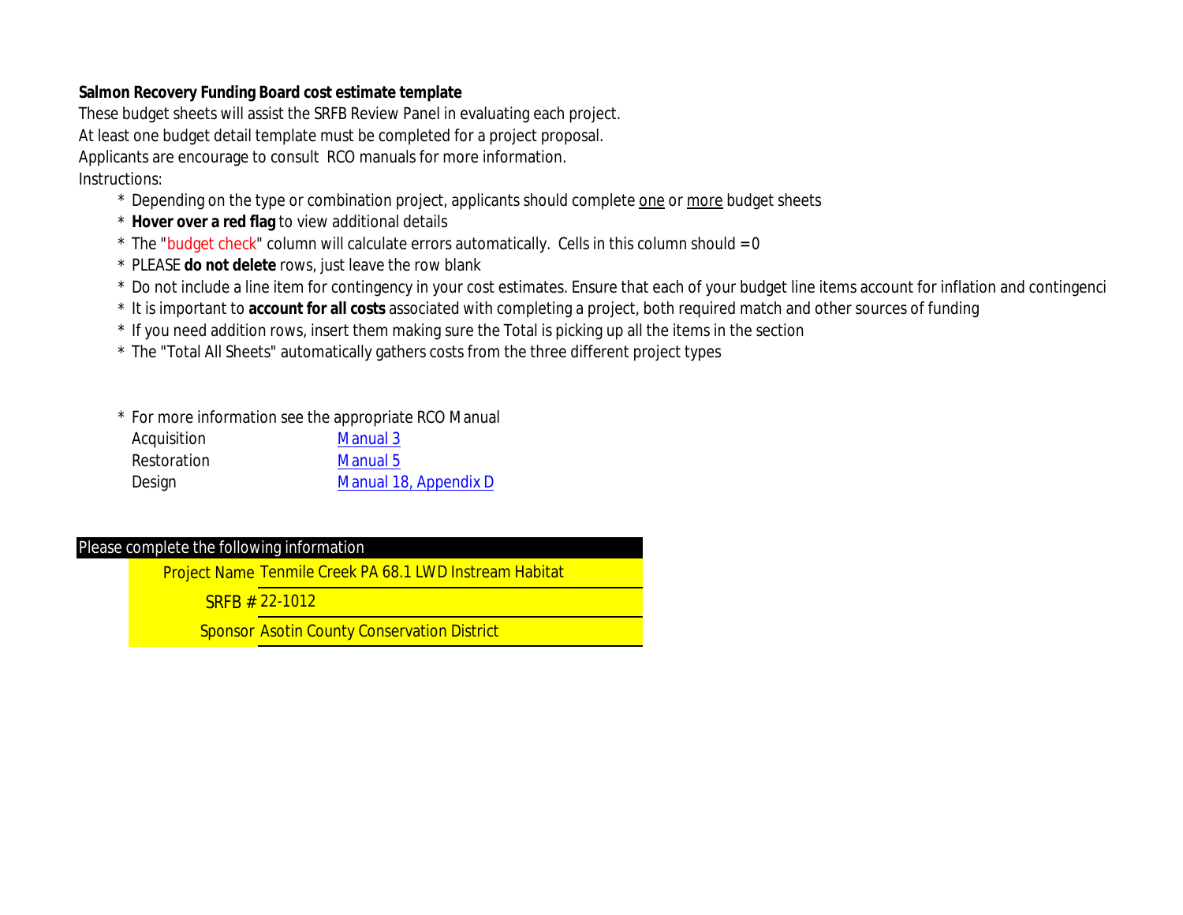**Salmon Recovery Funding Board cost estimate template**

These budget sheets will assist the SRFB Review Panel in evaluating each project.

At least one budget detail template must be completed for a project proposal.

Applicants are encourage to consult RCO manuals for more information.

Instructions:

- Depending on the type or combination project, applicants should complete one or more budget sheets
- **Hover over a red flag** to view additional details
- The "budget check" column will calculate errors automatically. Cells in this column should = 0
- PLEASE **do not delete** rows, just leave the row blank
- Do not include a line item for contingency in your cost estimates. Ensure that each of your budget line items account for inflation and contingenci
- It is important to **account for all costs** associated with completing a project, both required match and other sources of funding
- If you need addition rows, insert them making sure the Total is picking up all the items in the section
- The "Total All Sheets" automatically gathers costs from the three different project types

- For more information see the appropriate RCO Manual

| | |
|---|---|
| Acquisition | Manual 3 |
| Restoration | Manual 5 |
| Design | Manual 18, Appendix D |

| Please complete the following information | |
|---|---|
| Project Name | Tenmile Creek PA 68.1 LWD Instream Habitat |
| SRFB # | 22-1012 |
| Sponsor | Asotin County Conservation District |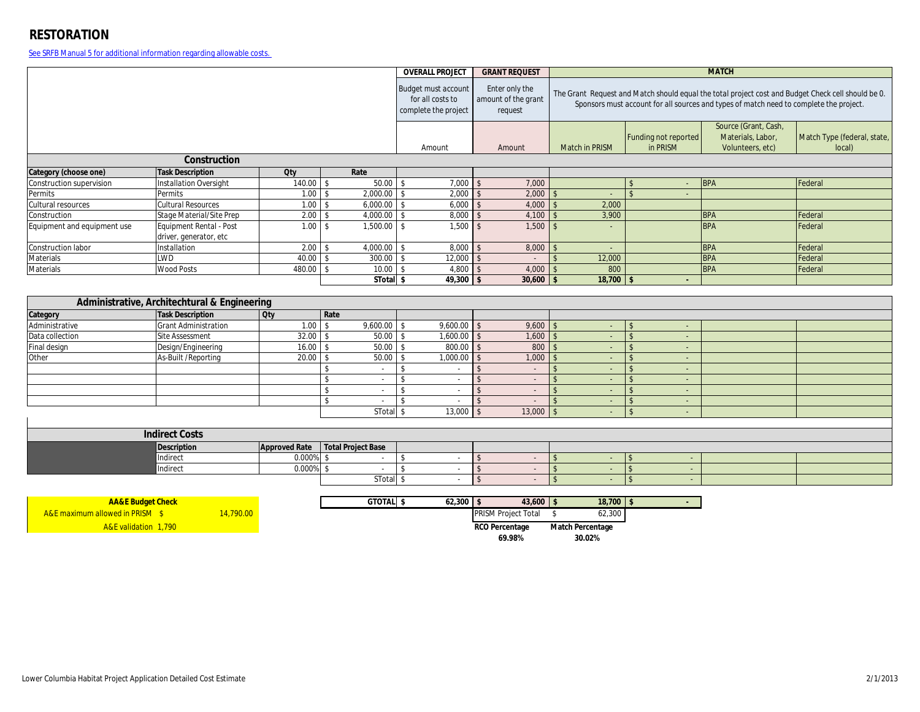# RESTORATION

See SRFB Manual 5 for additional information regarding allowable costs.

| | | | | OVERALL PROJECT | GRANT REQUEST | MATCH | | | |
|---|---|---|---|---|---|---|---|---|---|
| | | | | Budget must account for all costs to complete the project | Enter only the amount of the grant request | The Grant Request and Match should equal the total project cost and Budget Check cell should be 0. Sponsors must account for all sources and types of match need to complete the project. | | | |
| | | | | Amount | Amount | Match in PRISM | Funding not reported in PRISM | Source (Grant, Cash, Materials, Labor, Volunteers, etc) | Match Type (federal, state, local) |
| **Construction** | | | | | | | | | |
| **Category (choose one)** | **Task Description** | **Qty** | **Rate** | | | | | | |
| Construction supervision | Installation Oversight | 140.00 | $ 50.00 | $ 7,000 | $ 7,000 | | $ - | BPA | Federal |
| Permits | Permits | 1.00 | $ 2,000.00 | $ 2,000 | $ 2,000 | $ - | $ - | | |
| Cultural resources | Cultural Resources | 1.00 | $ 6,000.00 | $ 6,000 | $ 4,000 | $ 2,000 | | | |
| Construction | Stage Material/Site Prep | 2.00 | $ 4,000.00 | $ 8,000 | $ 4,100 | $ 3,900 | | BPA | Federal |
| Equipment and equipment use | Equipment Rental - Post driver, generator, etc | 1.00 | $ 1,500.00 | $ 1,500 | $ 1,500 | $ - | | BPA | Federal |
| Construction labor | Installation | 2.00 | $ 4,000.00 | $ 8,000 | $ 8,000 | $ - | | BPA | Federal |
| Materials | LWD | 40.00 | $ 300.00 | $ 12,000 | $ - | $ 12,000 | | BPA | Federal |
| Materials | Wood Posts | 480.00 | $ 10.00 | $ 4,800 | $ 4,000 | $ 800 | | BPA | Federal |
| | | | **STotal** | **$ 49,300** | **$ 30,600** | **$ 18,700** | **$ -** | | |

| **Administrative, Architechtural & Engineering** | | | | | | | | | |
|---|---|---|---|---|---|---|---|---|---|
| **Category** | **Task Description** | **Qty** | **Rate** | | | | | | |
| Administrative | Grant Administration | 1.00 | $ 9,600.00 | $ 9,600.00 | $ 9,600 | $ - | $ - | | |
| Data collection | Site Assessment | 32.00 | $ 50.00 | $ 1,600.00 | $ 1,600 | $ - | $ - | | |
| Final design | Design/Engineering | 16.00 | $ 50.00 | $ 800.00 | $ 800 | $ - | $ - | | |
| Other | As-Built /Reporting | 20.00 | $ 50.00 | $ 1,000.00 | $ 1,000 | $ - | $ - | | |
| | | | $ - | $ - | $ - | $ - | $ - | | |
| | | | $ - | $ - | $ - | $ - | $ - | | |
| | | | $ - | $ - | $ - | $ - | $ - | | |
| | | | $ - | $ - | $ - | $ - | $ - | | |
| | | | STotal | $ 13,000 | $ 13,000 | $ - | $ - | | |

| **Indirect Costs** | | | | | | | | | |
|---|---|---|---|---|---|---|---|---|---|
| | **Description** | **Approved Rate** | **Total Project Base** | | | | | | |
| | Indirect | 0.000% | $ - | $ - | $ - | $ - | $ - | | |
| | Indirect | 0.000% | $ - | $ - | $ - | $ - | $ - | | |
| | | | STotal | $ - | $ - | $ - | $ - | | |

| | | | | |
|---|---|---|---|---|
| **GTOTAL** | $ 62,300 | $ 43,600 | $ 18,700 | $ - |
| | | PRISM Project Total | $ 62,300 | |
| | | **RCO Percentage** | **Match Percentage** | |
| | | **69.98%** | **30.02%** | |

**AA&E Budget Check**

A&E maximum allowed in PRISM $ 14,790.00

A&E validation 1,790

Lower Columbia Habitat Project Application Detailed Cost Estimate

2/1/2013